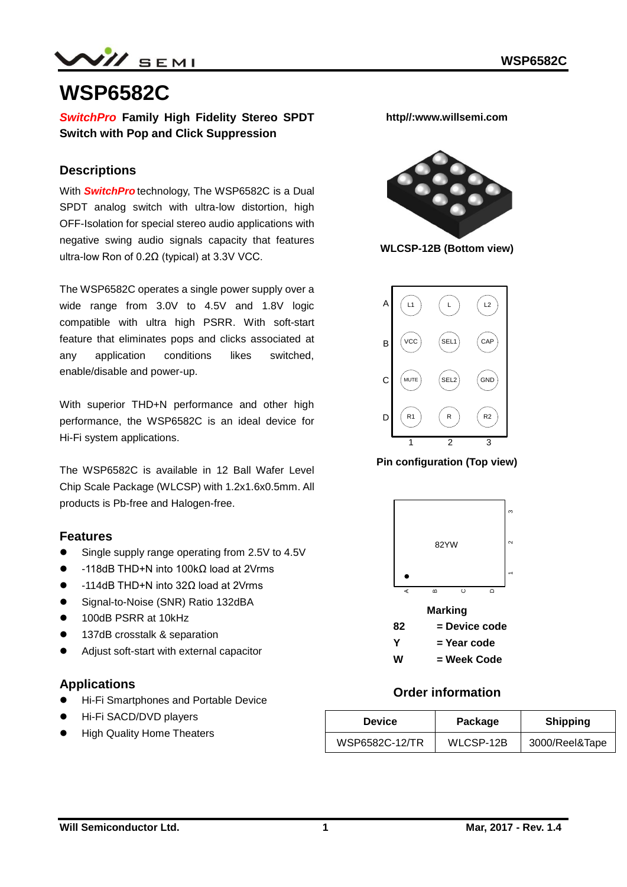# WSP6582C

***SwitchPro*** **Family High Fidelity Stereo SPDT Switch with Pop and Click Suppression**

http//:www.willsemi.com

## Descriptions

With ***SwitchPro*** technology, The WSP6582C is a Dual SPDT analog switch with ultra-low distortion, high OFF-Isolation for special stereo audio applications with negative swing audio signals capacity that features ultra-low Ron of 0.2Ω (typical) at 3.3V VCC.

The WSP6582C operates a single power supply over a wide range from 3.0V to 4.5V and 1.8V logic compatible with ultra high PSRR. With soft-start feature that eliminates pops and clicks associated at any application conditions likes switched, enable/disable and power-up.

With superior THD+N performance and other high performance, the WSP6582C is an ideal device for Hi-Fi system applications.

The WSP6582C is available in 12 Ball Wafer Level Chip Scale Package (WLCSP) with 1.2x1.6x0.5mm. All products is Pb-free and Halogen-free.

**WLCSP-12B (Bottom view)**

| | 1 | 2 | 3 |
|---|---|---|---|
| A | L1 | L | L2 |
| B | VCC | SEL1 | CAP |
| C | MUTE | SEL2 | GND |
| D | R1 | R | R2 |

**Pin configuration (Top view)**

82YW

**Marking**

**82** = Device code
**Y** = Year code
**W** = Week Code

## Features

- Single supply range operating from 2.5V to 4.5V
- -118dB THD+N into 100kΩ load at 2Vrms
- -114dB THD+N into 32Ω load at 2Vrms
- Signal-to-Noise (SNR) Ratio 132dBA
- 100dB PSRR at 10kHz
- 137dB crosstalk & separation
- Adjust soft-start with external capacitor

## Applications

- Hi-Fi Smartphones and Portable Device
- Hi-Fi SACD/DVD players
- High Quality Home Theaters

## Order information

| Device | Package | Shipping |
|---|---|---|
| WSP6582C-12/TR | WLCSP-12B | 3000/Reel&Tape |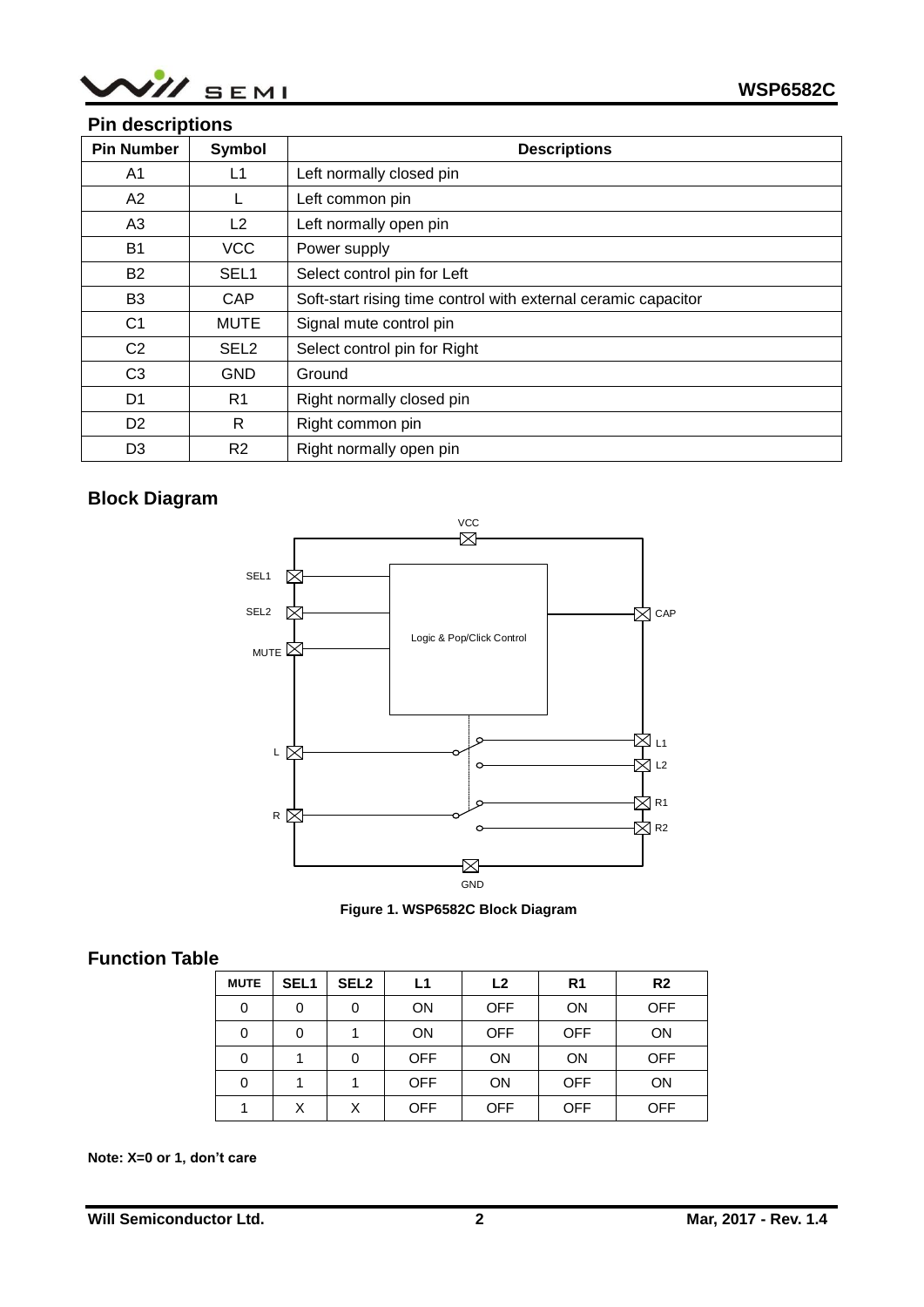## Pin descriptions

| Pin Number | Symbol | Descriptions |
|---|---|---|
| A1 | L1 | Left normally closed pin |
| A2 | L | Left common pin |
| A3 | L2 | Left normally open pin |
| B1 | VCC | Power supply |
| B2 | SEL1 | Select control pin for Left |
| B3 | CAP | Soft-start rising time control with external ceramic capacitor |
| C1 | MUTE | Signal mute control pin |
| C2 | SEL2 | Select control pin for Right |
| C3 | GND | Ground |
| D1 | R1 | Right normally closed pin |
| D2 | R | Right common pin |
| D3 | R2 | Right normally open pin |

## Block Diagram

VCC, SEL1, SEL2, MUTE, CAP, Logic & Pop/Click Control, L, L1, L2, R, R1, R2, GND

**Figure 1. WSP6582C Block Diagram**

## Function Table

| MUTE | SEL1 | SEL2 | L1 | L2 | R1 | R2 |
|---|---|---|---|---|---|---|
| 0 | 0 | 0 | ON | OFF | ON | OFF |
| 0 | 0 | 1 | ON | OFF | OFF | ON |
| 0 | 1 | 0 | OFF | ON | ON | OFF |
| 0 | 1 | 1 | OFF | ON | OFF | ON |
| 1 | X | X | OFF | OFF | OFF | OFF |

**Note: X=0 or 1, don't care**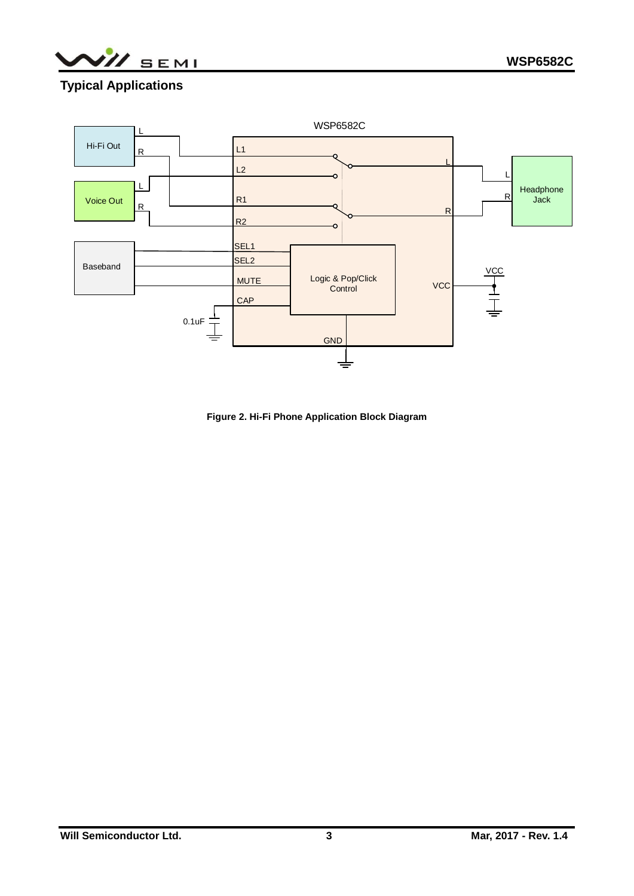## Typical Applications

Figure 2. Hi-Fi Phone Application Block Diagram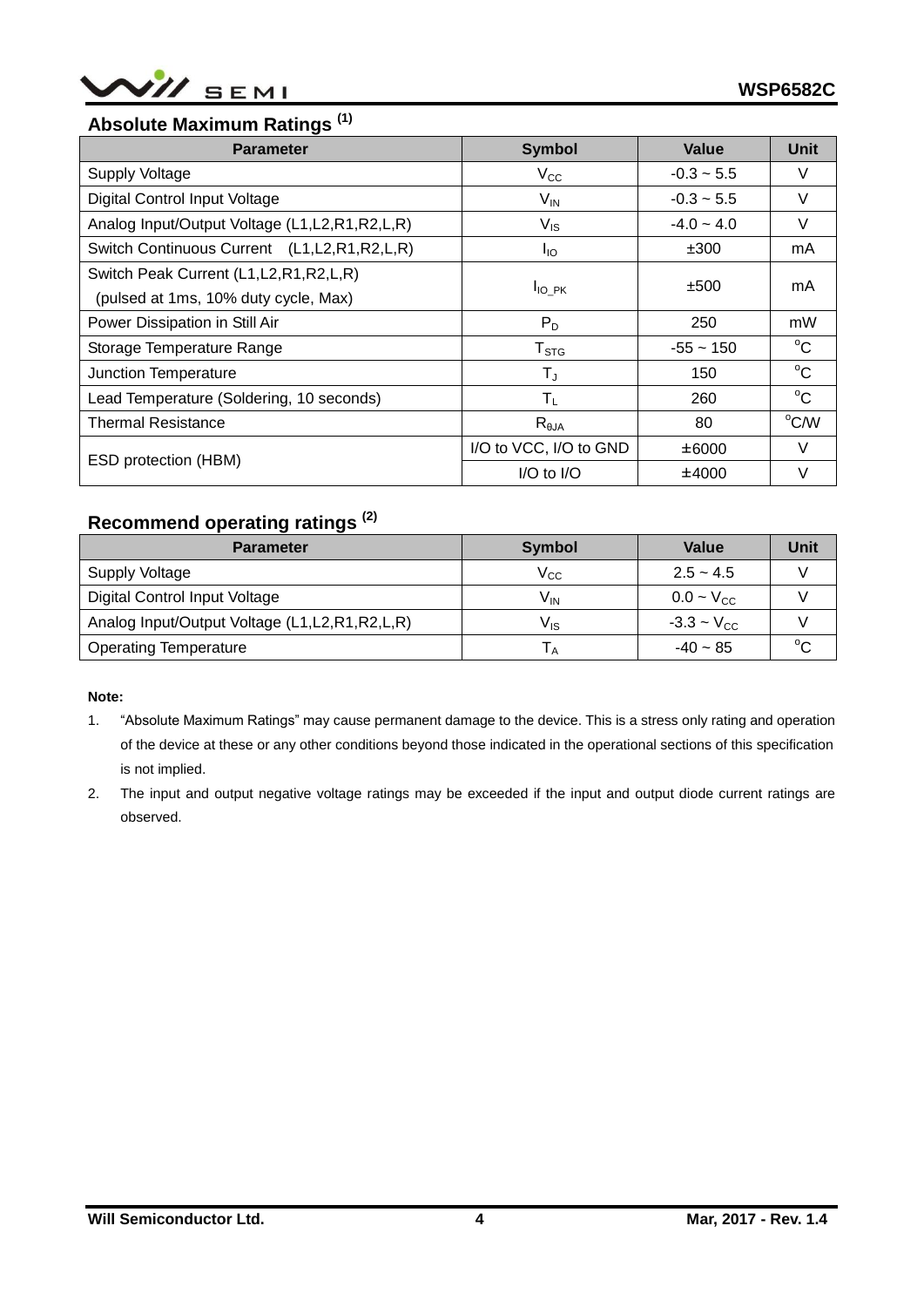## Absolute Maximum Ratings [1]

| Parameter | Symbol | Value | Unit |
|---|---|---|---|
| Supply Voltage | $V_{CC}$ | -0.3 ~ 5.5 | V |
| Digital Control Input Voltage | $V_{IN}$ | -0.3 ~ 5.5 | V |
| Analog Input/Output Voltage (L1,L2,R1,R2,L,R) | $V_{IS}$ | -4.0 ~ 4.0 | V |
| Switch Continuous Current (L1,L2,R1,R2,L,R) | $I_{IO}$ | ±300 | mA |
| Switch Peak Current (L1,L2,R1,R2,L,R) (pulsed at 1ms, 10% duty cycle, Max) | $I_{IO\_PK}$ | ±500 | mA |
| Power Dissipation in Still Air | $P_D$ | 250 | mW |
| Storage Temperature Range | $T_{STG}$ | -55 ~ 150 | °C |
| Junction Temperature | $T_J$ | 150 | °C |
| Lead Temperature (Soldering, 10 seconds) | $T_L$ | 260 | °C |
| Thermal Resistance | $R_{\theta JA}$ | 80 | °C/W |
| ESD protection (HBM) | I/O to VCC, I/O to GND | ±6000 | V |
| | I/O to I/O | ±4000 | V |

## Recommend operating ratings [2]

| Parameter | Symbol | Value | Unit |
|---|---|---|---|
| Supply Voltage | $V_{CC}$ | 2.5 ~ 4.5 | V |
| Digital Control Input Voltage | $V_{IN}$ | 0.0 ~ $V_{CC}$ | V |
| Analog Input/Output Voltage (L1,L2,R1,R2,L,R) | $V_{IS}$ | -3.3 ~ $V_{CC}$ | V |
| Operating Temperature | $T_A$ | -40 ~ 85 | °C |

**Note:**

1. "Absolute Maximum Ratings" may cause permanent damage to the device. This is a stress only rating and operation of the device at these or any other conditions beyond those indicated in the operational sections of this specification is not implied.
2. The input and output negative voltage ratings may be exceeded if the input and output diode current ratings are observed.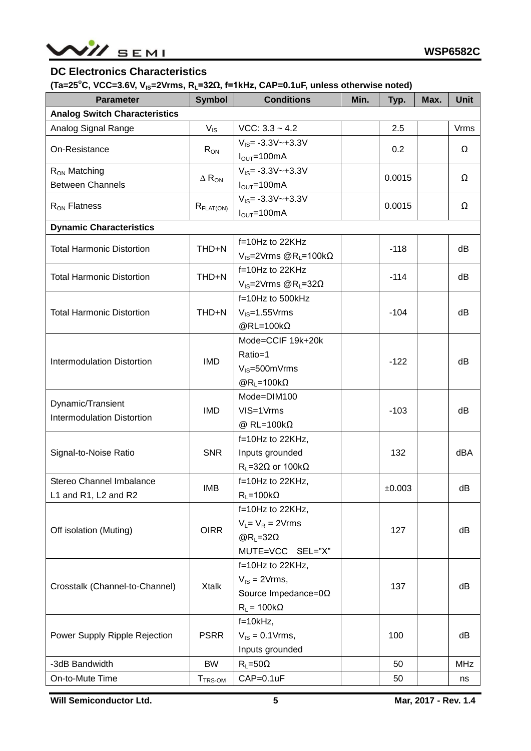## DC Electronics Characteristics

**(Ta=25°C, VCC=3.6V, $V_{IS}$=2Vrms, $R_L$=32Ω, f=1kHz, CAP=0.1uF, unless otherwise noted)**

| Parameter | Symbol | Conditions | Min. | Typ. | Max. | Unit |
|---|---|---|---|---|---|---|
| **Analog Switch Characteristics** | | | | | | |
| Analog Signal Range | $V_{IS}$ | VCC: 3.3 ~ 4.2 | | 2.5 | | Vrms |
| On-Resistance | $R_{ON}$ | $V_{IS}$= -3.3V~+3.3V $I_{OUT}$=100mA | | 0.2 | | Ω |
| $R_{ON}$ Matching Between Channels | $\Delta R_{ON}$ | $V_{IS}$= -3.3V~+3.3V $I_{OUT}$=100mA | | 0.0015 | | Ω |
| $R_{ON}$ Flatness | $R_{FLAT(ON)}$ | $V_{IS}$= -3.3V~+3.3V $I_{OUT}$=100mA | | 0.0015 | | Ω |
| **Dynamic Characteristics** | | | | | | |
| Total Harmonic Distortion | THD+N | f=10Hz to 22KHz $V_{IS}$=2Vrms @$R_L$=100kΩ | | -118 | | dB |
| Total Harmonic Distortion | THD+N | f=10Hz to 22KHz $V_{IS}$=2Vrms @$R_L$=32Ω | | -114 | | dB |
| Total Harmonic Distortion | THD+N | f=10Hz to 500kHz $V_{IS}$=1.55Vrms @RL=100kΩ | | -104 | | dB |
| Intermodulation Distortion | IMD | Mode=CCIF 19k+20k Ratio=1 $V_{IS}$=500mVrms @$R_L$=100kΩ | | -122 | | dB |
| Dynamic/Transient Intermodulation Distortion | IMD | Mode=DIM100 VIS=1Vrms @ RL=100kΩ | | -103 | | dB |
| Signal-to-Noise Ratio | SNR | f=10Hz to 22KHz, Inputs grounded $R_L$=32Ω or 100kΩ | | 132 | | dBA |
| Stereo Channel Imbalance L1 and R1, L2 and R2 | IMB | f=10Hz to 22KHz, $R_L$=100kΩ | | ±0.003 | | dB |
| Off isolation (Muting) | OIRR | f=10Hz to 22KHz, $V_L$= $V_R$ = 2Vrms @$R_L$=32Ω MUTE=VCC SEL="X" | | 127 | | dB |
| Crosstalk (Channel-to-Channel) | Xtalk | f=10Hz to 22KHz, $V_{IS}$ = 2Vrms, Source Impedance=0Ω $R_L$ = 100kΩ | | 137 | | dB |
| Power Supply Ripple Rejection | PSRR | f=10kHz, $V_{IS}$ = 0.1Vrms, Inputs grounded | | 100 | | dB |
| -3dB Bandwidth | BW | $R_L$=50Ω | | 50 | | MHz |
| On-to-Mute Time | $T_{TRS-OM}$ | CAP=0.1uF | | 50 | | ns |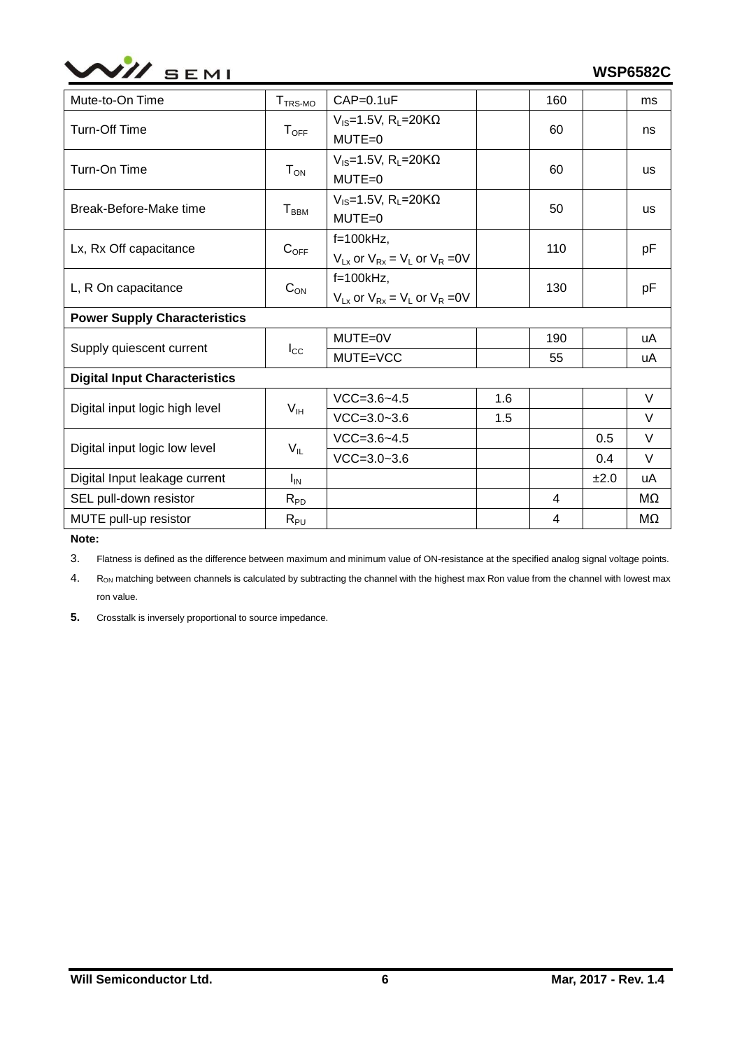| Mute-to-On Time | $T_{TRS-MO}$ | CAP=0.1uF | | 160 | | ms |
|---|---|---|---|---|---|---|
| Turn-Off Time | $T_{OFF}$ | $V_{IS}$=1.5V, $R_L$=20KΩ MUTE=0 | | 60 | | ns |
| Turn-On Time | $T_{ON}$ | $V_{IS}$=1.5V, $R_L$=20KΩ MUTE=0 | | 60 | | us |
| Break-Before-Make time | $T_{BBM}$ | $V_{IS}$=1.5V, $R_L$=20KΩ MUTE=0 | | 50 | | us |
| Lx, Rx Off capacitance | $C_{OFF}$ | f=100kHz, $V_{Lx}$ or $V_{Rx}$ = $V_L$ or $V_R$ =0V | | 110 | | pF |
| L, R On capacitance | $C_{ON}$ | f=100kHz, $V_{Lx}$ or $V_{Rx}$ = $V_L$ or $V_R$ =0V | | 130 | | pF |
| **Power Supply Characteristics** | | | | | | |
| Supply quiescent current | $I_{CC}$ | MUTE=0V | | 190 | | uA |
| | | MUTE=VCC | | 55 | | uA |
| **Digital Input Characteristics** | | | | | | |
| Digital input logic high level | $V_{IH}$ | VCC=3.6~4.5 | 1.6 | | | V |
| | | VCC=3.0~3.6 | 1.5 | | | V |
| Digital input logic low level | $V_{IL}$ | VCC=3.6~4.5 | | | 0.5 | V |
| | | VCC=3.0~3.6 | | | 0.4 | V |
| Digital Input leakage current | $I_{IN}$ | | | | ±2.0 | uA |
| SEL pull-down resistor | $R_{PD}$ | | | 4 | | MΩ |
| MUTE pull-up resistor | $R_{PU}$ | | | 4 | | MΩ |

**Note:**

3. Flatness is defined as the difference between maximum and minimum value of ON-resistance at the specified analog signal voltage points.
4. $R_{ON}$ matching between channels is calculated by subtracting the channel with the highest max Ron value from the channel with lowest max ron value.
5. Crosstalk is inversely proportional to source impedance.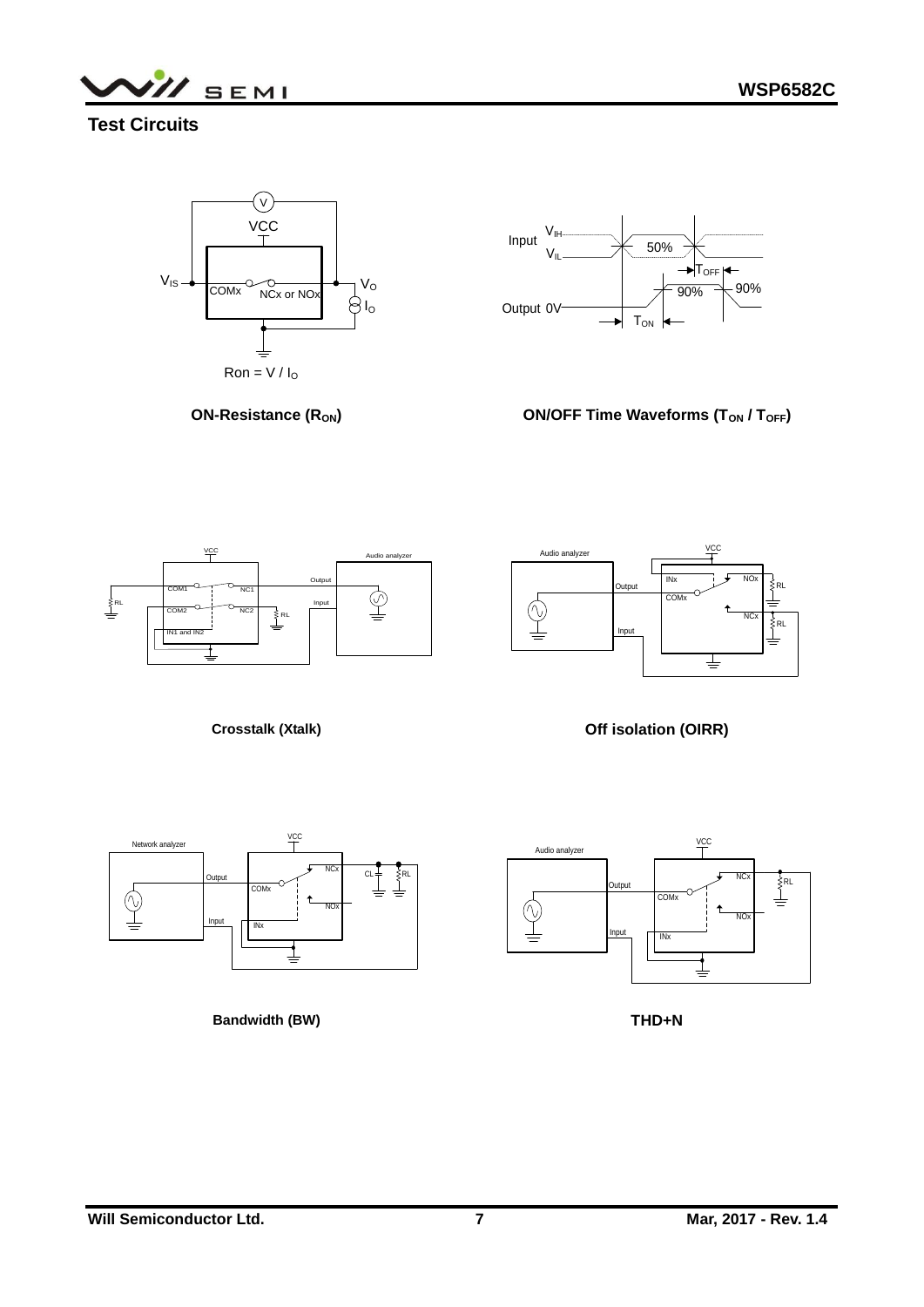## Test Circuits

$Ron = V / I_O$

**ON-Resistance ($R_{ON}$)**

**ON/OFF Time Waveforms ($T_{ON}$ / $T_{OFF}$)**

**Crosstalk (Xtalk)**

**Off isolation (OIRR)**

**Bandwidth (BW)**

**THD+N**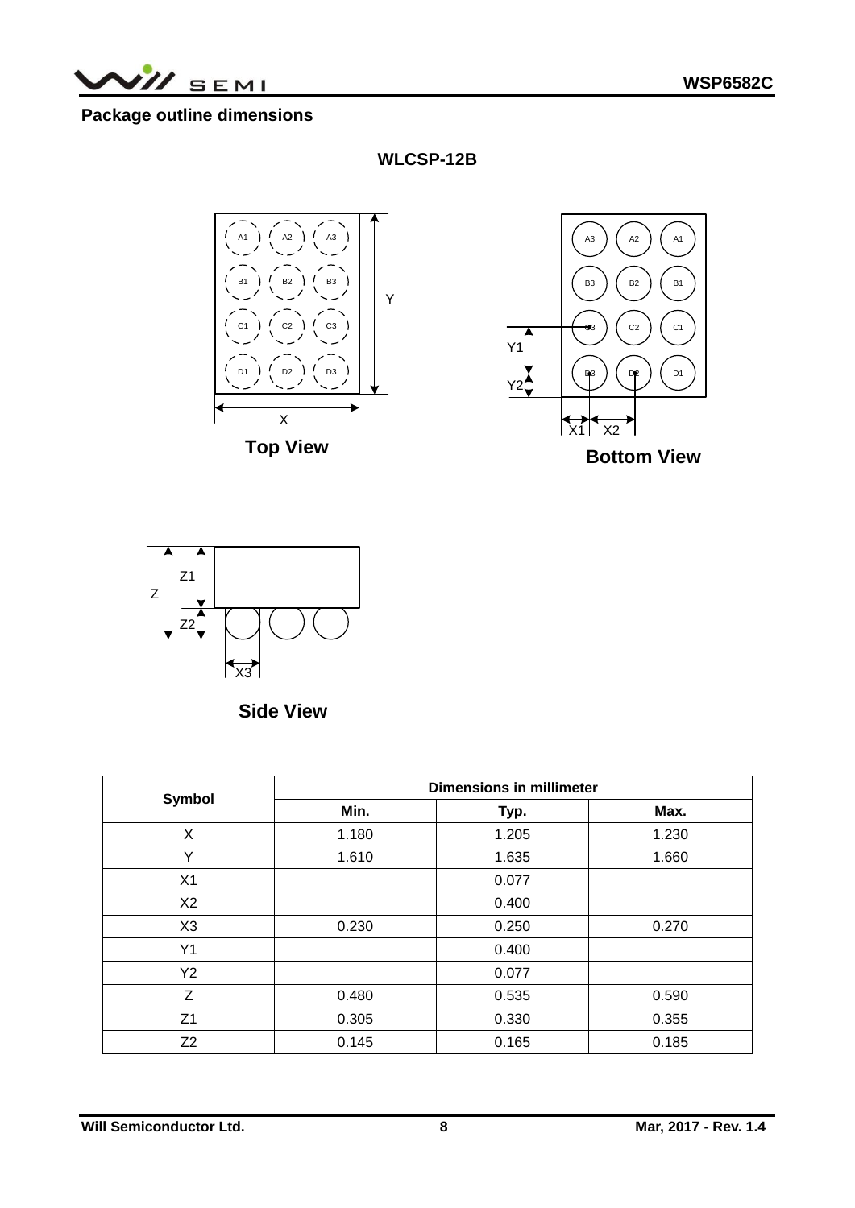## Package outline dimensions

**WLCSP-12B**

**Top View**

**Bottom View**

**Side View**

| Symbol | Dimensions in millimeter | | |
|---|---|---|---|
| | Min. | Typ. | Max. |
| X | 1.180 | 1.205 | 1.230 |
| Y | 1.610 | 1.635 | 1.660 |
| X1 | | 0.077 | |
| X2 | | 0.400 | |
| X3 | 0.230 | 0.250 | 0.270 |
| Y1 | | 0.400 | |
| Y2 | | 0.077 | |
| Z | 0.480 | 0.535 | 0.590 |
| Z1 | 0.305 | 0.330 | 0.355 |
| Z2 | 0.145 | 0.165 | 0.185 |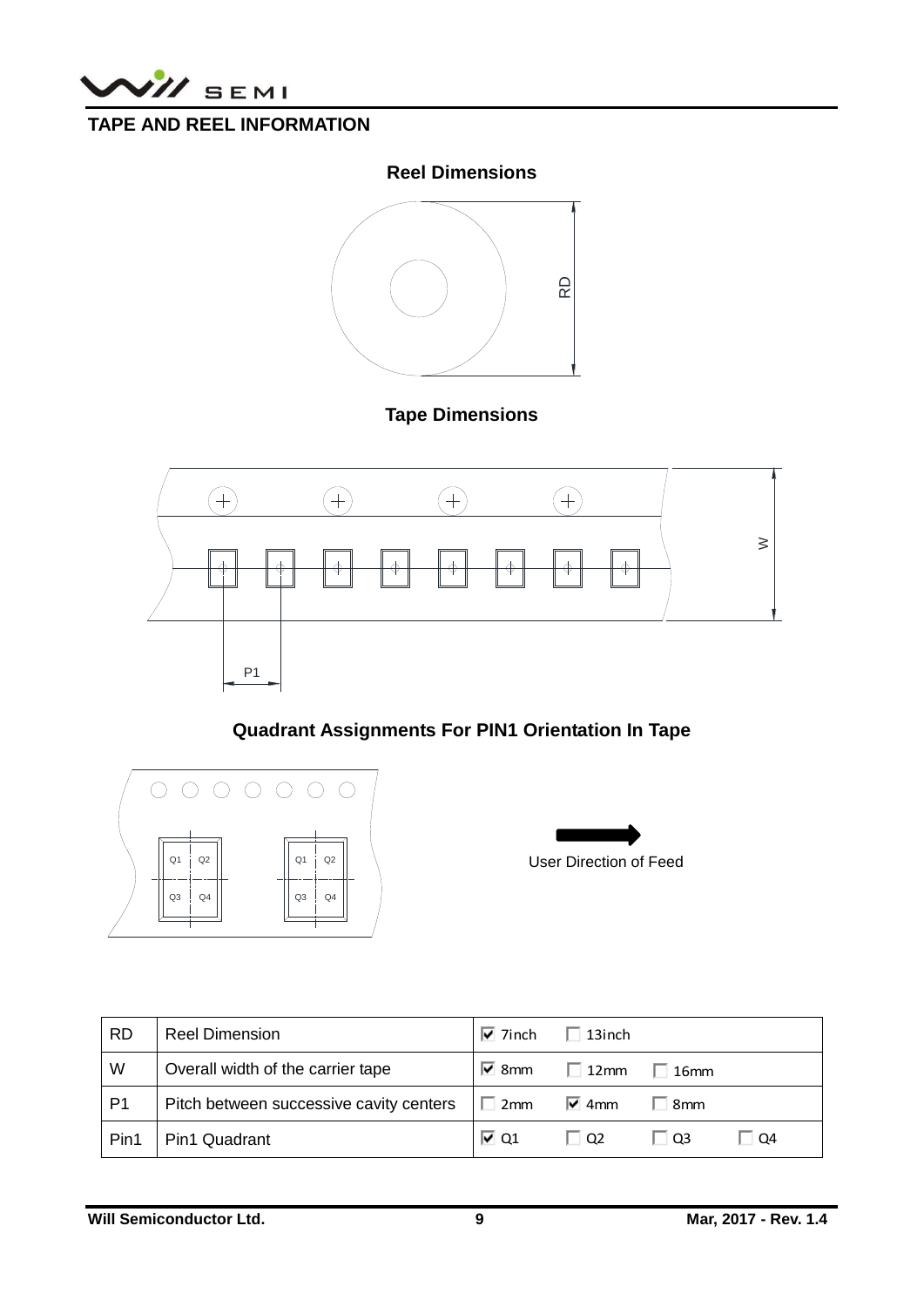## TAPE AND REEL INFORMATION

### Reel Dimensions

RD

### Tape Dimensions

W

P1

### Quadrant Assignments For PIN1 Orientation In Tape

Q1 Q2 Q3 Q4

Q1 Q2 Q3 Q4

User Direction of Feed

| | | | | | |
|---|---|---|---|---|---|
| RD | Reel Dimension | ☑ 7inch | ☐ 13inch | | |
| W | Overall width of the carrier tape | ☑ 8mm | ☐ 12mm | ☐ 16mm | |
| P1 | Pitch between successive cavity centers | ☐ 2mm | ☑ 4mm | ☐ 8mm | |
| Pin1 | Pin1 Quadrant | ☑ Q1 | ☐ Q2 | ☐ Q3 | ☐ Q4 |